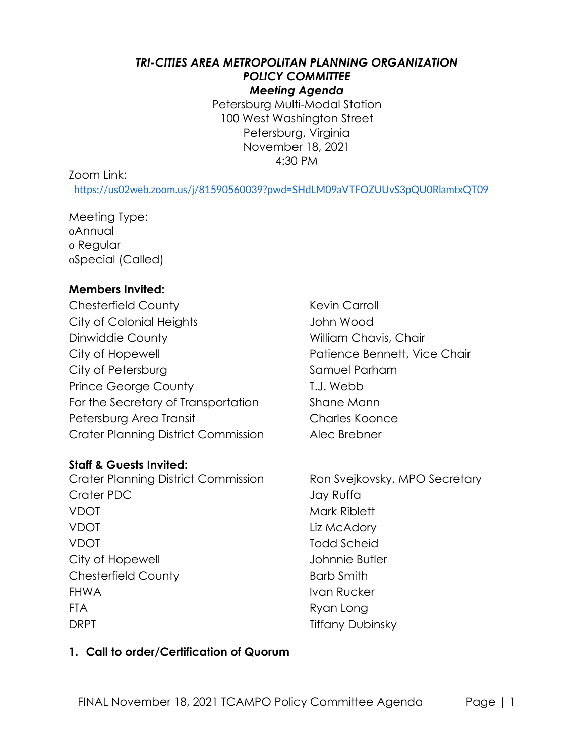# *TRI-CITIES AREA METROPOLITAN PLANNING ORGANIZATION*
## *POLICY COMMITTEE*
### *Meeting Agenda*

Petersburg Multi-Modal Station
100 West Washington Street
Petersburg, Virginia
November 18, 2021
4:30 PM

Zoom Link:
https://us02web.zoom.us/j/81590560039?pwd=SHdLM09aVTFOZUUvS3pQU0RlamtxQT09

Meeting Type:
- o Annual
- o Regular
- o Special (Called)

**Members Invited:**

| | |
|---|---|
| Chesterfield County | Kevin Carroll |
| City of Colonial Heights | John Wood |
| Dinwiddie County | William Chavis, Chair |
| City of Hopewell | Patience Bennett, Vice Chair |
| City of Petersburg | Samuel Parham |
| Prince George County | T.J. Webb |
| For the Secretary of Transportation | Shane Mann |
| Petersburg Area Transit | Charles Koonce |
| Crater Planning District Commission | Alec Brebner |

**Staff & Guests Invited:**

| | |
|---|---|
| Crater Planning District Commission | Ron Svejkovsky, MPO Secretary |
| Crater PDC | Jay Ruffa |
| VDOT | Mark Riblett |
| VDOT | Liz McAdory |
| VDOT | Todd Scheid |
| City of Hopewell | Johnnie Butler |
| Chesterfield County | Barb Smith |
| FHWA | Ivan Rucker |
| FTA | Ryan Long |
| DRPT | Tiffany Dubinsky |

**1. Call to order/Certification of Quorum**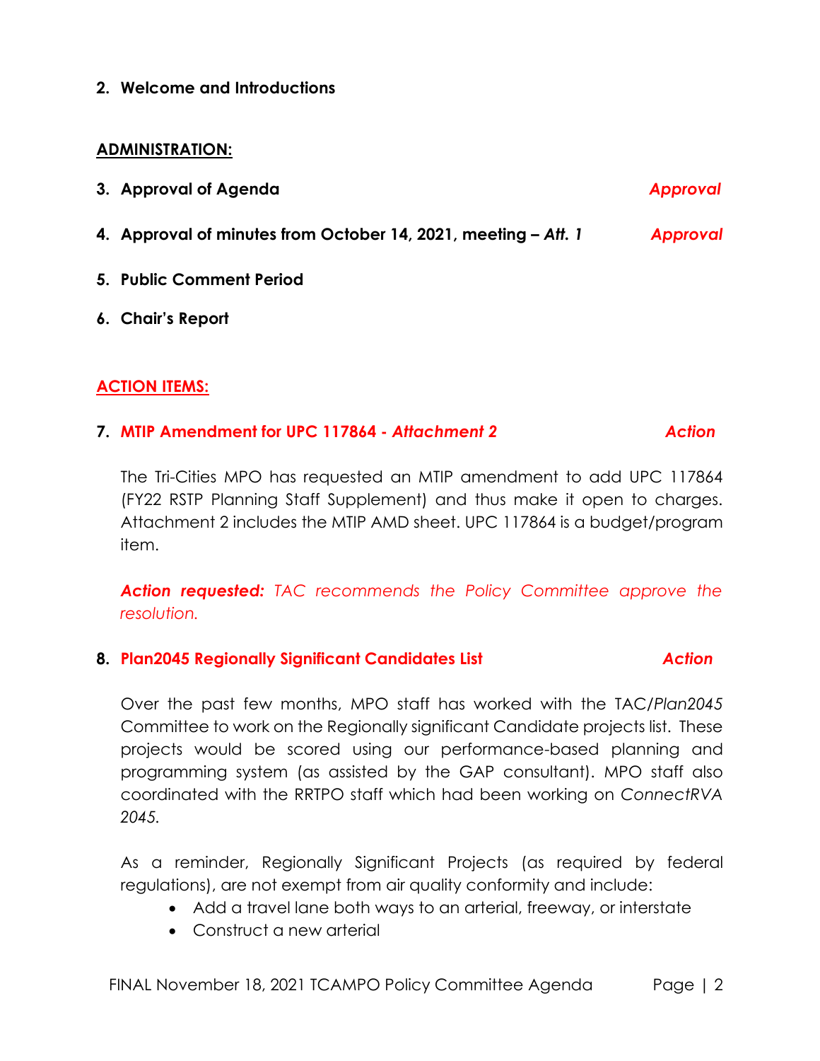**2. Welcome and Introductions**

**ADMINISTRATION:**

**3. Approval of Agenda** ***Approval***

**4. Approval of minutes from October 14, 2021, meeting –** ***Att. 1*** ***Approval***

**5. Public Comment Period**

**6. Chair's Report**

**ACTION ITEMS:**

**7. MTIP Amendment for UPC 117864 -** ***Attachment 2*** ***Action***

The Tri-Cities MPO has requested an MTIP amendment to add UPC 117864 (FY22 RSTP Planning Staff Supplement) and thus make it open to charges. Attachment 2 includes the MTIP AMD sheet. UPC 117864 is a budget/program item.

***Action requested:*** *TAC recommends the Policy Committee approve the resolution.*

**8. Plan2045 Regionally Significant Candidates List** ***Action***

Over the past few months, MPO staff has worked with the TAC/*Plan2045* Committee to work on the Regionally significant Candidate projects list. These projects would be scored using our performance-based planning and programming system (as assisted by the GAP consultant). MPO staff also coordinated with the RRTPO staff which had been working on *ConnectRVA 2045.*

As a reminder, Regionally Significant Projects (as required by federal regulations), are not exempt from air quality conformity and include:

- Add a travel lane both ways to an arterial, freeway, or interstate
- Construct a new arterial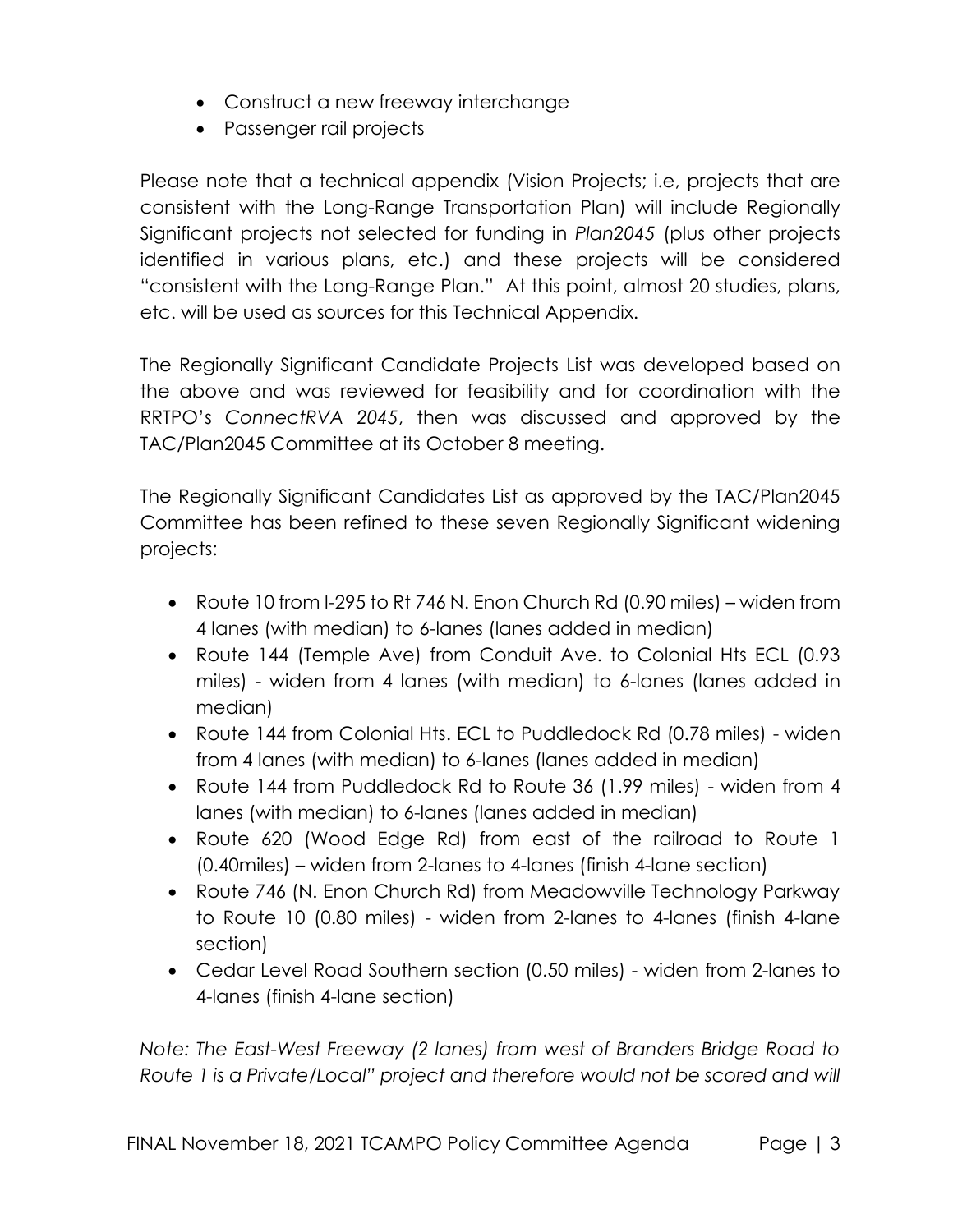- Construct a new freeway interchange
- Passenger rail projects

Please note that a technical appendix (Vision Projects; i.e, projects that are consistent with the Long-Range Transportation Plan) will include Regionally Significant projects not selected for funding in *Plan2045* (plus other projects identified in various plans, etc.) and these projects will be considered "consistent with the Long-Range Plan." At this point, almost 20 studies, plans, etc. will be used as sources for this Technical Appendix.

The Regionally Significant Candidate Projects List was developed based on the above and was reviewed for feasibility and for coordination with the RRTPO's *ConnectRVA 2045*, then was discussed and approved by the TAC/Plan2045 Committee at its October 8 meeting.

The Regionally Significant Candidates List as approved by the TAC/Plan2045 Committee has been refined to these seven Regionally Significant widening projects:

- Route 10 from I-295 to Rt 746 N. Enon Church Rd (0.90 miles) – widen from 4 lanes (with median) to 6-lanes (lanes added in median)
- Route 144 (Temple Ave) from Conduit Ave. to Colonial Hts ECL (0.93 miles) - widen from 4 lanes (with median) to 6-lanes (lanes added in median)
- Route 144 from Colonial Hts. ECL to Puddledock Rd (0.78 miles) - widen from 4 lanes (with median) to 6-lanes (lanes added in median)
- Route 144 from Puddledock Rd to Route 36 (1.99 miles) - widen from 4 lanes (with median) to 6-lanes (lanes added in median)
- Route 620 (Wood Edge Rd) from east of the railroad to Route 1 (0.40miles) – widen from 2-lanes to 4-lanes (finish 4-lane section)
- Route 746 (N. Enon Church Rd) from Meadowville Technology Parkway to Route 10 (0.80 miles) - widen from 2-lanes to 4-lanes (finish 4-lane section)
- Cedar Level Road Southern section (0.50 miles) - widen from 2-lanes to 4-lanes (finish 4-lane section)

*Note: The East-West Freeway (2 lanes) from west of Branders Bridge Road to Route 1 is a Private/Local" project and therefore would not be scored and will*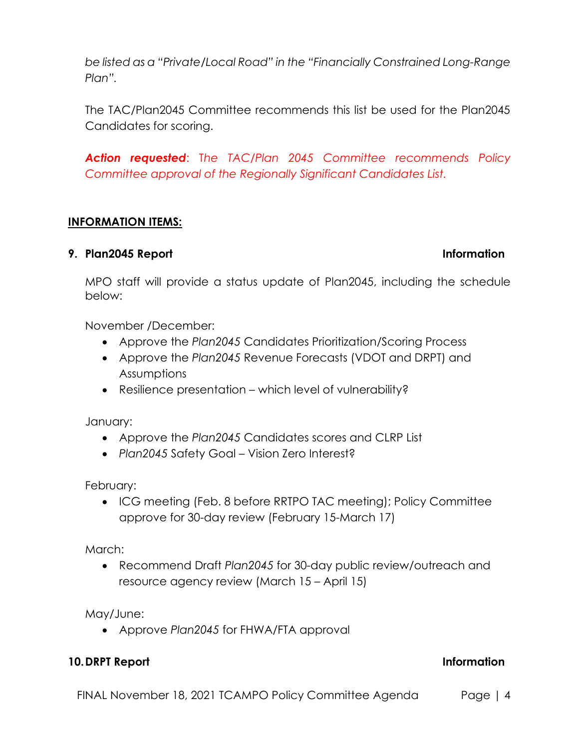*be listed as a "Private/Local Road" in the "Financially Constrained Long-Range Plan".*

The TAC/Plan2045 Committee recommends this list be used for the Plan2045 Candidates for scoring.

***Action requested***: *The TAC/Plan 2045 Committee recommends Policy Committee approval of the Regionally Significant Candidates List.*

## INFORMATION ITEMS:

### 9. Plan2045 Report — Information

MPO staff will provide a status update of Plan2045, including the schedule below:

November /December:

- Approve the *Plan2045* Candidates Prioritization/Scoring Process
- Approve the *Plan2045* Revenue Forecasts (VDOT and DRPT) and Assumptions
- Resilience presentation – which level of vulnerability?

January:

- Approve the *Plan2045* Candidates scores and CLRP List
- *Plan2045* Safety Goal – Vision Zero Interest?

February:

- ICG meeting (Feb. 8 before RRTPO TAC meeting); Policy Committee approve for 30-day review (February 15-March 17)

March:

- Recommend Draft *Plan2045* for 30-day public review/outreach and resource agency review (March 15 – April 15)

May/June:

- Approve *Plan2045* for FHWA/FTA approval

### 10. DRPT Report — Information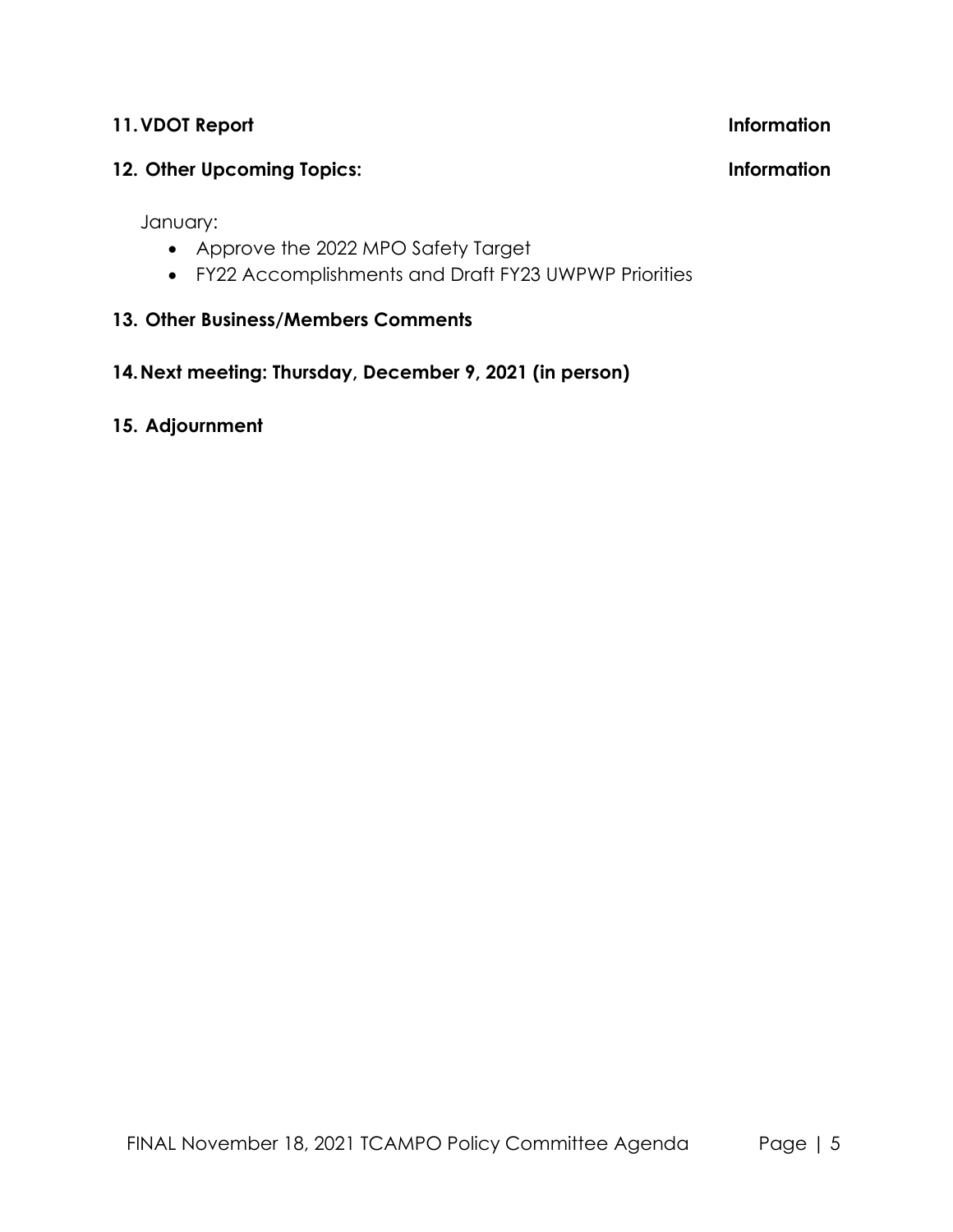**11. VDOT Report** **Information**

**12. Other Upcoming Topics:** **Information**

January:

- Approve the 2022 MPO Safety Target
- FY22 Accomplishments and Draft FY23 UWPWP Priorities

**13. Other Business/Members Comments**

**14. Next meeting: Thursday, December 9, 2021 (in person)**

**15. Adjournment**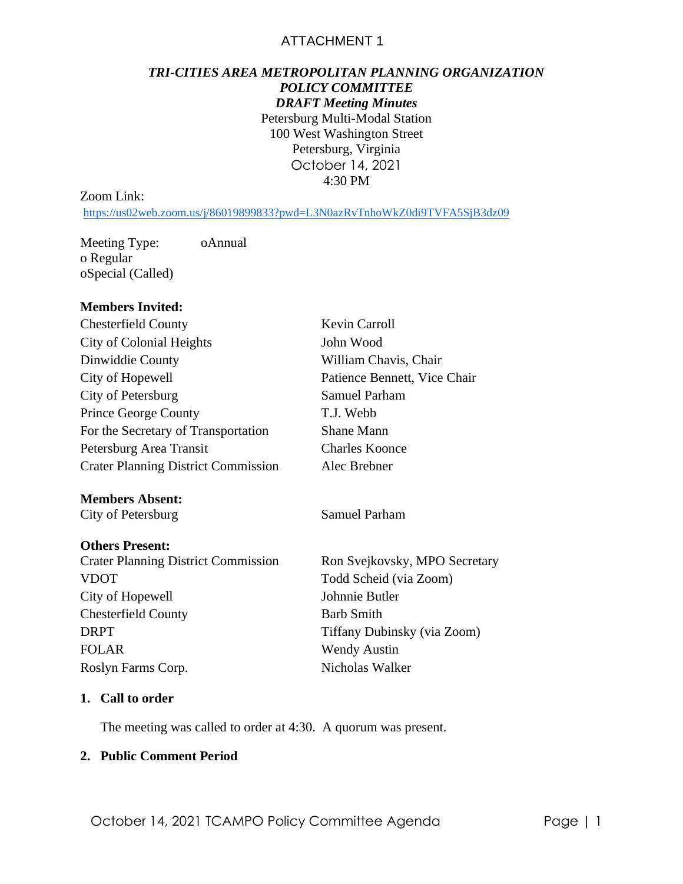ATTACHMENT 1

***TRI-CITIES AREA METROPOLITAN PLANNING ORGANIZATION***
***POLICY COMMITTEE***
***DRAFT Meeting Minutes***
Petersburg Multi-Modal Station
100 West Washington Street
Petersburg, Virginia
October 14, 2021
4:30 PM

Zoom Link:
https://us02web.zoom.us/j/86019899833?pwd=L3N0azRvTnhoWkZ0di9TVFA5SjB3dz09

Meeting Type: oAnnual
o Regular
oSpecial (Called)

**Members Invited:**

| | |
|---|---|
| Chesterfield County | Kevin Carroll |
| City of Colonial Heights | John Wood |
| Dinwiddie County | William Chavis, Chair |
| City of Hopewell | Patience Bennett, Vice Chair |
| City of Petersburg | Samuel Parham |
| Prince George County | T.J. Webb |
| For the Secretary of Transportation | Shane Mann |
| Petersburg Area Transit | Charles Koonce |
| Crater Planning District Commission | Alec Brebner |

**Members Absent:**

| | |
|---|---|
| City of Petersburg | Samuel Parham |

**Others Present:**

| | |
|---|---|
| Crater Planning District Commission | Ron Svejkovsky, MPO Secretary |
| VDOT | Todd Scheid (via Zoom) |
| City of Hopewell | Johnnie Butler |
| Chesterfield County | Barb Smith |
| DRPT | Tiffany Dubinsky (via Zoom) |
| FOLAR | Wendy Austin |
| Roslyn Farms Corp. | Nicholas Walker |

**1. Call to order**

The meeting was called to order at 4:30. A quorum was present.

**2. Public Comment Period**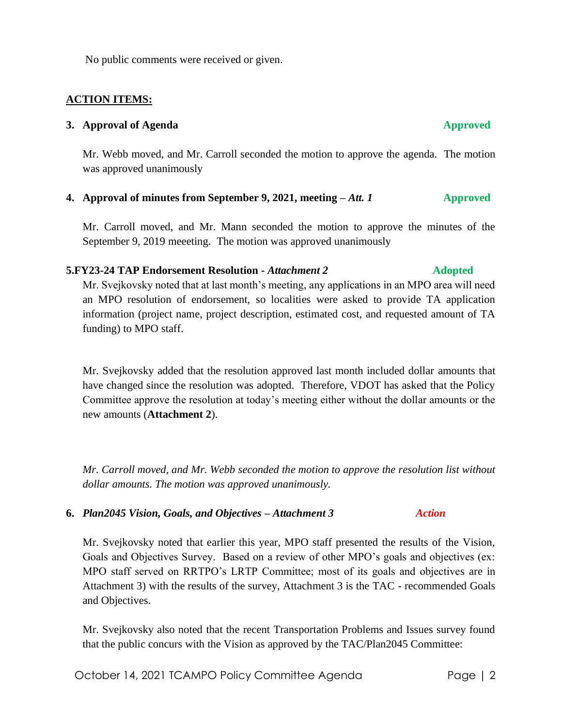No public comments were received or given.

**ACTION ITEMS:**

**3. Approval of Agenda** **Approved**

Mr. Webb moved, and Mr. Carroll seconded the motion to approve the agenda. The motion was approved unanimously

**4. Approval of minutes from September 9, 2021, meeting –** ***Att. 1*** **Approved**

Mr. Carroll moved, and Mr. Mann seconded the motion to approve the minutes of the September 9, 2019 meeeting. The motion was approved unanimously

**5.FY23-24 TAP Endorsement Resolution -** ***Attachment 2*** **Adopted**

Mr. Svejkovsky noted that at last month's meeting, any applications in an MPO area will need an MPO resolution of endorsement, so localities were asked to provide TA application information (project name, project description, estimated cost, and requested amount of TA funding) to MPO staff.

Mr. Svejkovsky added that the resolution approved last month included dollar amounts that have changed since the resolution was adopted. Therefore, VDOT has asked that the Policy Committee approve the resolution at today's meeting either without the dollar amounts or the new amounts (**Attachment 2**).

*Mr. Carroll moved, and Mr. Webb seconded the motion to approve the resolution list without dollar amounts. The motion was approved unanimously.*

**6.** ***Plan2045 Vision, Goals, and Objectives – Attachment 3*** ***Action***

Mr. Svejkovsky noted that earlier this year, MPO staff presented the results of the Vision, Goals and Objectives Survey. Based on a review of other MPO's goals and objectives (ex: MPO staff served on RRTPO's LRTP Committee; most of its goals and objectives are in Attachment 3) with the results of the survey, Attachment 3 is the TAC - recommended Goals and Objectives.

Mr. Svejkovsky also noted that the recent Transportation Problems and Issues survey found that the public concurs with the Vision as approved by the TAC/Plan2045 Committee: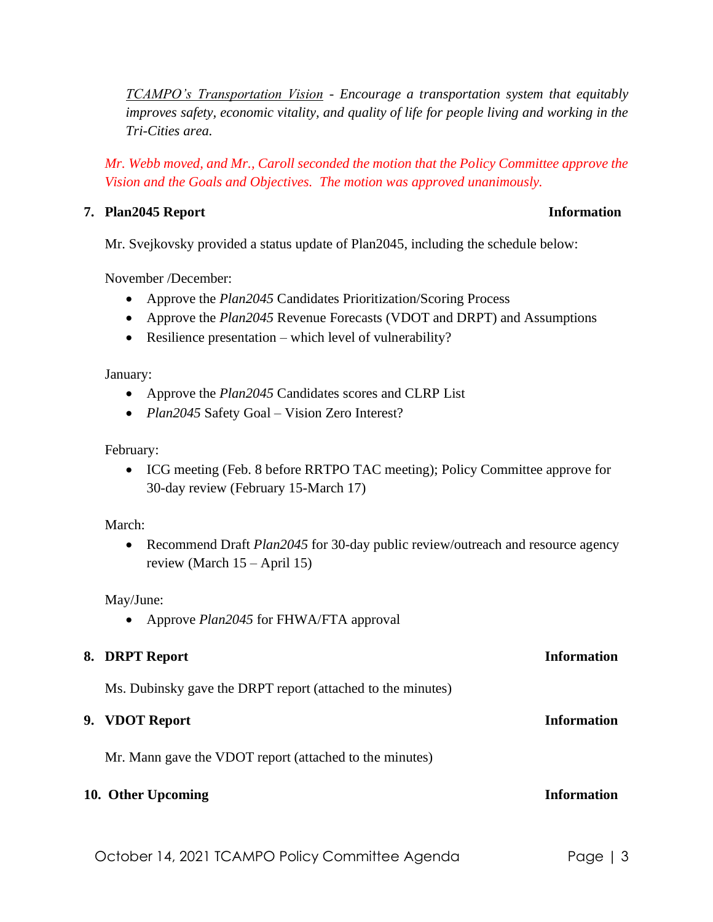*<u>TCAMPO's Transportation Vision</u> - Encourage a transportation system that equitably improves safety, economic vitality, and quality of life for people living and working in the Tri-Cities area.*

*Mr. Webb moved, and Mr., Caroll seconded the motion that the Policy Committee approve the Vision and the Goals and Objectives. The motion was approved unanimously.*

**7. Plan2045 Report** **Information**

Mr. Svejkovsky provided a status update of Plan2045, including the schedule below:

November /December:

- Approve the *Plan2045* Candidates Prioritization/Scoring Process
- Approve the *Plan2045* Revenue Forecasts (VDOT and DRPT) and Assumptions
- Resilience presentation – which level of vulnerability?

January:

- Approve the *Plan2045* Candidates scores and CLRP List
- *Plan2045* Safety Goal – Vision Zero Interest?

February:

- ICG meeting (Feb. 8 before RRTPO TAC meeting); Policy Committee approve for 30-day review (February 15-March 17)

March:

- Recommend Draft *Plan2045* for 30-day public review/outreach and resource agency review (March 15 – April 15)

May/June:

- Approve *Plan2045* for FHWA/FTA approval

**8. DRPT Report** **Information**

Ms. Dubinsky gave the DRPT report (attached to the minutes)

**9. VDOT Report** **Information**

Mr. Mann gave the VDOT report (attached to the minutes)

**10. Other Upcoming** **Information**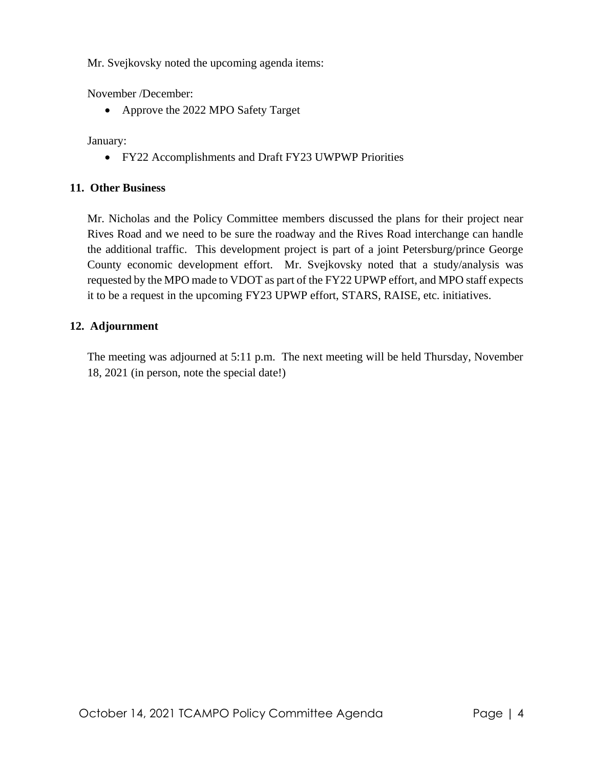Mr. Svejkovsky noted the upcoming agenda items:

November /December:

- Approve the 2022 MPO Safety Target

January:

- FY22 Accomplishments and Draft FY23 UWPWP Priorities

**11. Other Business**

Mr. Nicholas and the Policy Committee members discussed the plans for their project near Rives Road and we need to be sure the roadway and the Rives Road interchange can handle the additional traffic. This development project is part of a joint Petersburg/prince George County economic development effort. Mr. Svejkovsky noted that a study/analysis was requested by the MPO made to VDOT as part of the FY22 UPWP effort, and MPO staff expects it to be a request in the upcoming FY23 UPWP effort, STARS, RAISE, etc. initiatives.

**12. Adjournment**

The meeting was adjourned at 5:11 p.m. The next meeting will be held Thursday, November 18, 2021 (in person, note the special date!)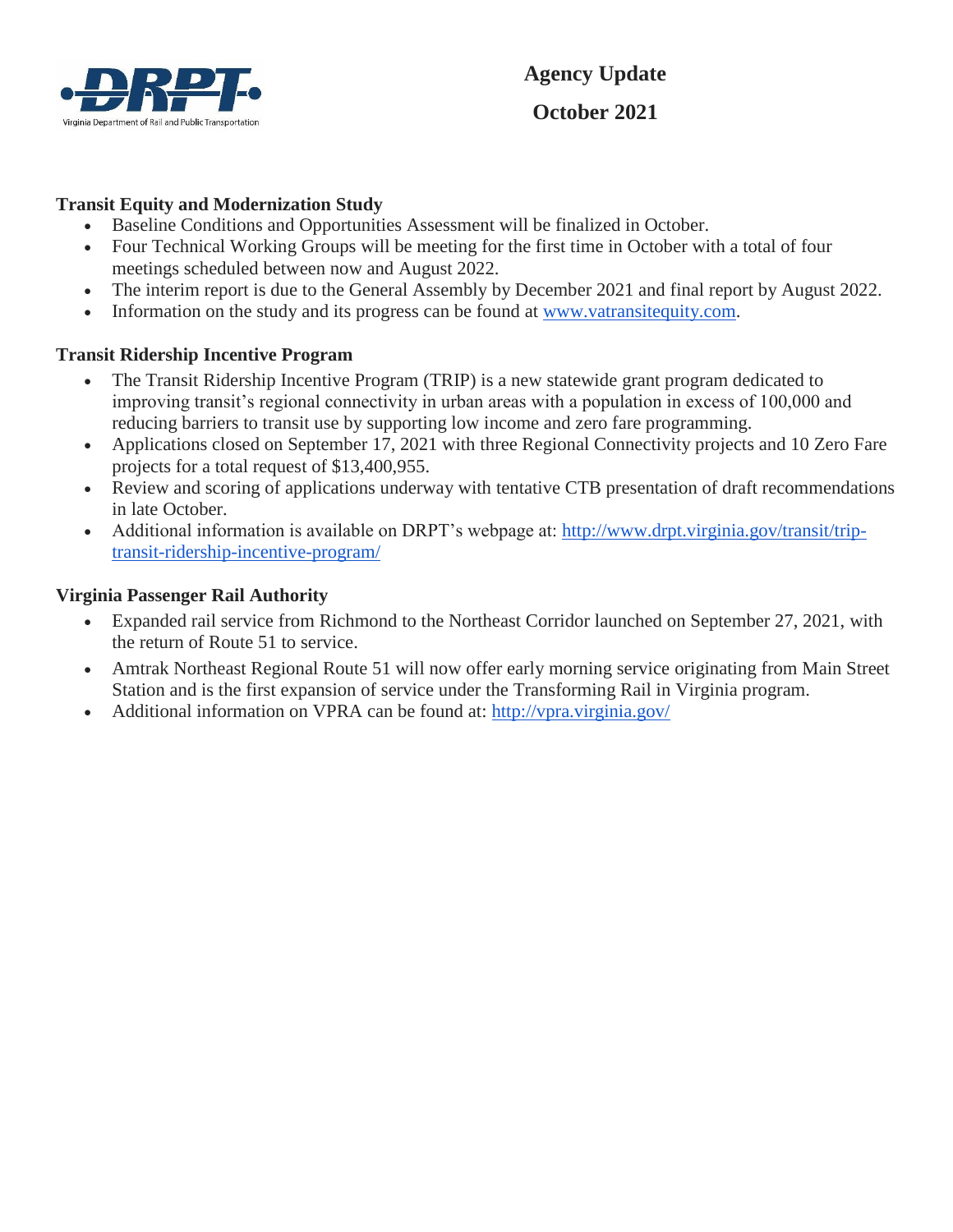Virginia Department of Rail and Public Transportation

# Agency Update

## October 2021

**Transit Equity and Modernization Study**

- Baseline Conditions and Opportunities Assessment will be finalized in October.
- Four Technical Working Groups will be meeting for the first time in October with a total of four meetings scheduled between now and August 2022.
- The interim report is due to the General Assembly by December 2021 and final report by August 2022.
- Information on the study and its progress can be found at [www.vatransitequity.com](http://www.vatransitequity.com).

**Transit Ridership Incentive Program**

- The Transit Ridership Incentive Program (TRIP) is a new statewide grant program dedicated to improving transit's regional connectivity in urban areas with a population in excess of 100,000 and reducing barriers to transit use by supporting low income and zero fare programming.
- Applications closed on September 17, 2021 with three Regional Connectivity projects and 10 Zero Fare projects for a total request of $13,400,955.
- Review and scoring of applications underway with tentative CTB presentation of draft recommendations in late October.
- Additional information is available on DRPT's webpage at: [http://www.drpt.virginia.gov/transit/trip-transit-ridership-incentive-program/](http://www.drpt.virginia.gov/transit/trip-transit-ridership-incentive-program/)

**Virginia Passenger Rail Authority**

- Expanded rail service from Richmond to the Northeast Corridor launched on September 27, 2021, with the return of Route 51 to service.
- Amtrak Northeast Regional Route 51 will now offer early morning service originating from Main Street Station and is the first expansion of service under the Transforming Rail in Virginia program.
- Additional information on VPRA can be found at: [http://vpra.virginia.gov/](http://vpra.virginia.gov/)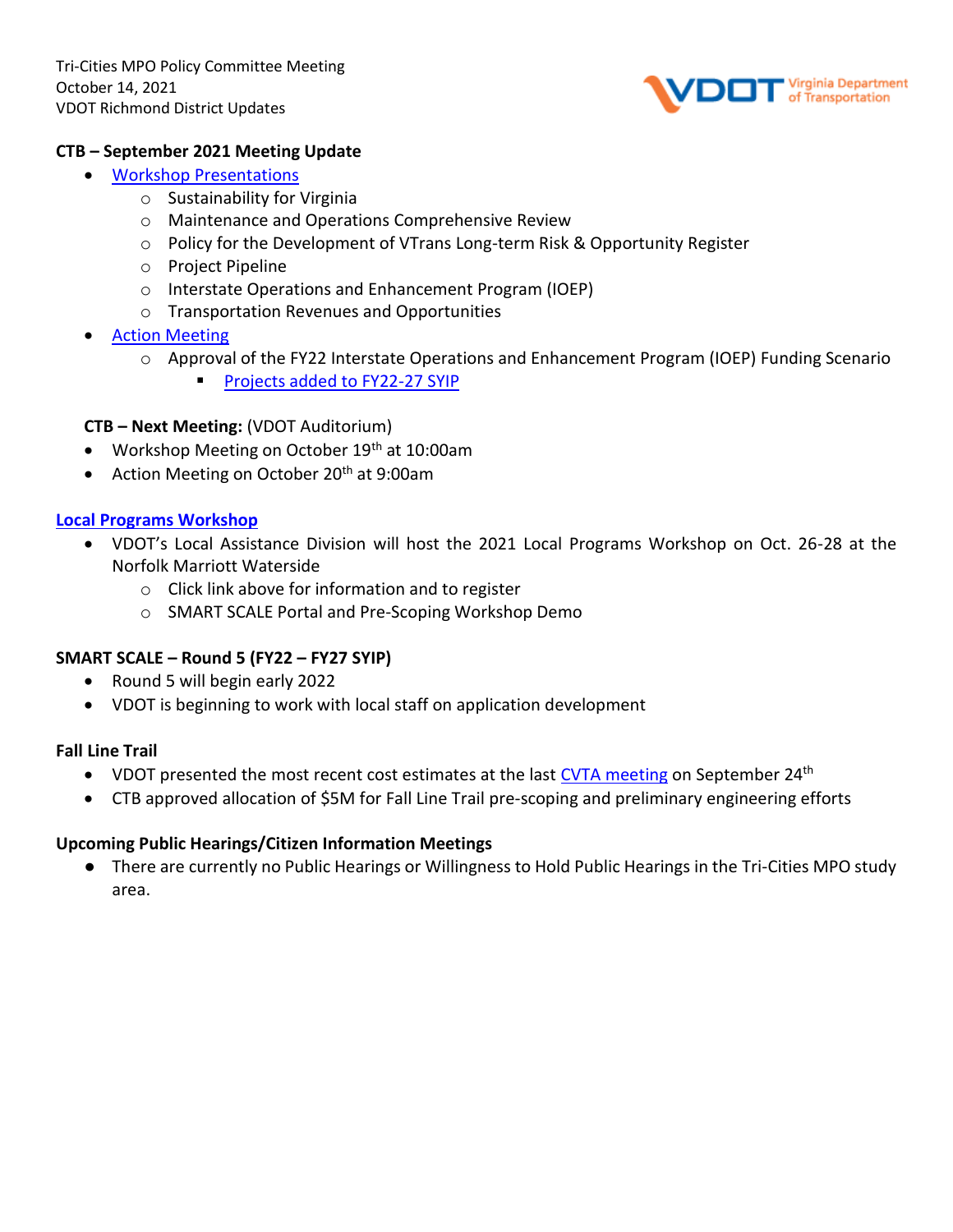Tri-Cities MPO Policy Committee Meeting
October 14, 2021
VDOT Richmond District Updates

**CTB – September 2021 Meeting Update**

- Workshop Presentations
  - Sustainability for Virginia
  - Maintenance and Operations Comprehensive Review
  - Policy for the Development of VTrans Long-term Risk & Opportunity Register
  - Project Pipeline
  - Interstate Operations and Enhancement Program (IOEP)
  - Transportation Revenues and Opportunities
- Action Meeting
  - Approval of the FY22 Interstate Operations and Enhancement Program (IOEP) Funding Scenario
    - Projects added to FY22-27 SYIP

**CTB – Next Meeting:** (VDOT Auditorium)

- Workshop Meeting on October 19th at 10:00am
- Action Meeting on October 20th at 9:00am

**Local Programs Workshop**

- VDOT's Local Assistance Division will host the 2021 Local Programs Workshop on Oct. 26-28 at the Norfolk Marriott Waterside
  - Click link above for information and to register
  - SMART SCALE Portal and Pre-Scoping Workshop Demo

**SMART SCALE – Round 5 (FY22 – FY27 SYIP)**

- Round 5 will begin early 2022
- VDOT is beginning to work with local staff on application development

**Fall Line Trail**

- VDOT presented the most recent cost estimates at the last CVTA meeting on September 24th
- CTB approved allocation of $5M for Fall Line Trail pre-scoping and preliminary engineering efforts

**Upcoming Public Hearings/Citizen Information Meetings**

- There are currently no Public Hearings or Willingness to Hold Public Hearings in the Tri-Cities MPO study area.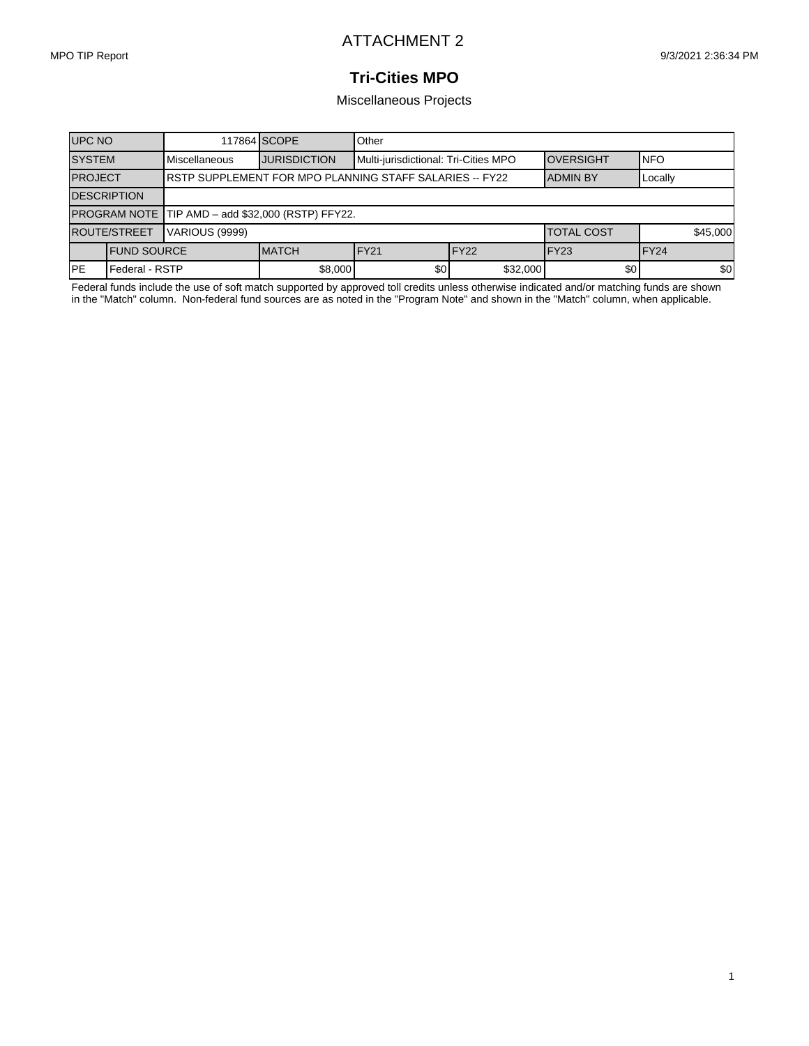# ATTACHMENT 2

MPO TIP Report 9/3/2021 2:36:34 PM

## Tri-Cities MPO

### Miscellaneous Projects

| UPC NO | | 117864 | SCOPE | Other | | | |
|---|---|---|---|---|---|---|---|
| SYSTEM | | Miscellaneous | JURISDICTION | Multi-jurisdictional: Tri-Cities MPO | | OVERSIGHT | NFO |
| PROJECT | | RSTP SUPPLEMENT FOR MPO PLANNING STAFF SALARIES -- FY22 | | | | ADMIN BY | Locally |
| DESCRIPTION | | | | | | | |
| PROGRAM NOTE | | TIP AMD – add $32,000 (RSTP) FFY22. | | | | | |
| ROUTE/STREET | | VARIOUS (9999) | | | | TOTAL COST | $45,000 |
| | FUND SOURCE | | MATCH | FY21 | FY22 | FY23 | FY24 |
| PE | Federal - RSTP | | $8,000 | $0 | $32,000 | $0 | $0 |

Federal funds include the use of soft match supported by approved toll credits unless otherwise indicated and/or matching funds are shown in the "Match" column. Non-federal fund sources are as noted in the "Program Note" and shown in the "Match" column, when applicable.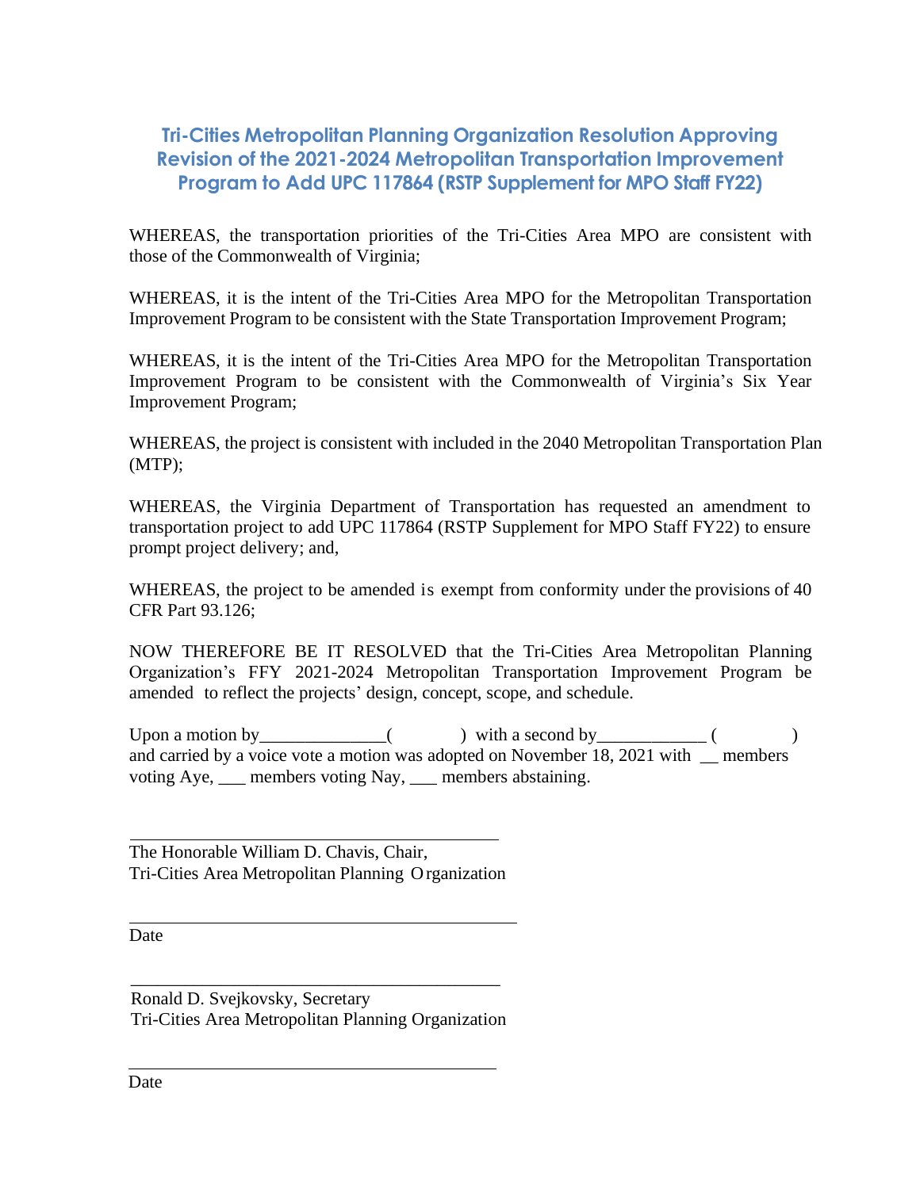# Tri-Cities Metropolitan Planning Organization Resolution Approving Revision of the 2021-2024 Metropolitan Transportation Improvement Program to Add UPC 117864 (RSTP Supplement for MPO Staff FY22)

WHEREAS, the transportation priorities of the Tri-Cities Area MPO are consistent with those of the Commonwealth of Virginia;

WHEREAS, it is the intent of the Tri-Cities Area MPO for the Metropolitan Transportation Improvement Program to be consistent with the State Transportation Improvement Program;

WHEREAS, it is the intent of the Tri-Cities Area MPO for the Metropolitan Transportation Improvement Program to be consistent with the Commonwealth of Virginia's Six Year Improvement Program;

WHEREAS, the project is consistent with included in the 2040 Metropolitan Transportation Plan (MTP);

WHEREAS, the Virginia Department of Transportation has requested an amendment to transportation project to add UPC 117864 (RSTP Supplement for MPO Staff FY22) to ensure prompt project delivery; and,

WHEREAS, the project to be amended is exempt from conformity under the provisions of 40 CFR Part 93.126;

NOW THEREFORE BE IT RESOLVED that the Tri-Cities Area Metropolitan Planning Organization's FFY 2021-2024 Metropolitan Transportation Improvement Program be amended to reflect the projects' design, concept, scope, and schedule.

Upon a motion by______________(            ) with a second by____________ (            ) and carried by a voice vote a motion was adopted on November 18, 2021 with __ members voting Aye, ___ members voting Nay, ___ members abstaining.

______________________________________

The Honorable William D. Chavis, Chair,
Tri-Cities Area Metropolitan Planning Organization

______________________________________

Date

______________________________________

Ronald D. Svejkovsky, Secretary
Tri-Cities Area Metropolitan Planning Organization

______________________________________

Date